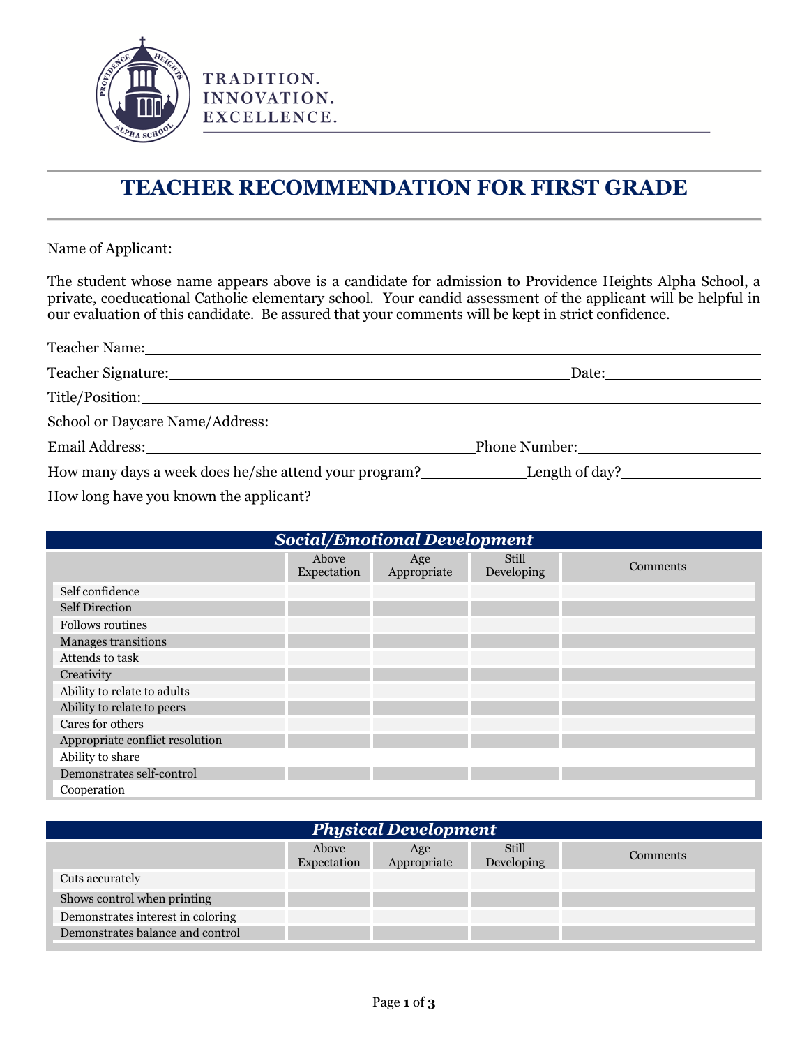TRADITION.
INNOVATION.
EXCELLENCE.

# TEACHER RECOMMENDATION FOR FIRST GRADE

Name of Applicant: ____________________________________________

The student whose name appears above is a candidate for admission to Providence Heights Alpha School, a private, coeducational Catholic elementary school. Your candid assessment of the applicant will be helpful in our evaluation of this candidate. Be assured that your comments will be kept in strict confidence.

Teacher Name: ____________________________________________

Teacher Signature: ______________________________ Date: ______________

Title/Position: ____________________________________________

School or Daycare Name/Address: ____________________________________________

Email Address: ______________________________ Phone Number: ______________

How many days a week does he/she attend your program? __________ Length of day? __________

How long have you known the applicant? ____________________________________________

## *Social/Emotional Development*

| | Above Expectation | Age Appropriate | Still Developing | Comments |
|---|---|---|---|---|
| Self confidence | | | | |
| Self Direction | | | | |
| Follows routines | | | | |
| Manages transitions | | | | |
| Attends to task | | | | |
| Creativity | | | | |
| Ability to relate to adults | | | | |
| Ability to relate to peers | | | | |
| Cares for others | | | | |
| Appropriate conflict resolution | | | | |
| Ability to share | | | | |
| Demonstrates self-control | | | | |
| Cooperation | | | | |

## *Physical Development*

| | Above Expectation | Age Appropriate | Still Developing | Comments |
|---|---|---|---|---|
| Cuts accurately | | | | |
| Shows control when printing | | | | |
| Demonstrates interest in coloring | | | | |
| Demonstrates balance and control | | | | |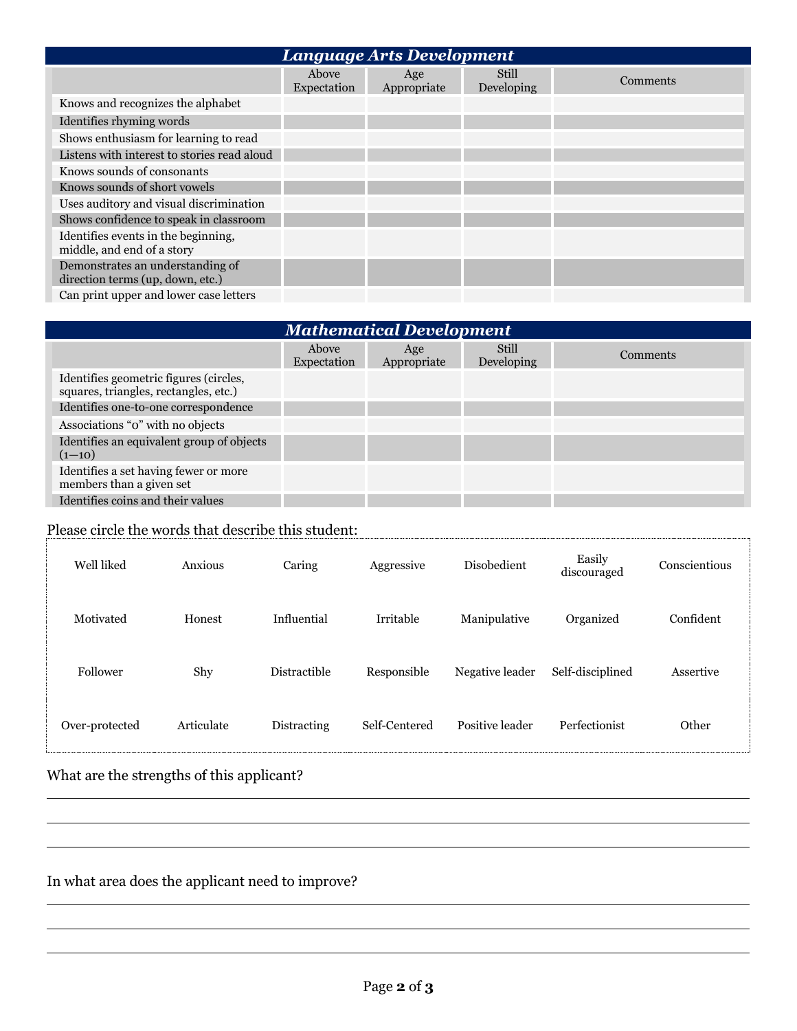## *Language Arts Development*

| | Above Expectation | Age Appropriate | Still Developing | Comments |
|---|---|---|---|---|
| Knows and recognizes the alphabet | | | | |
| Identifies rhyming words | | | | |
| Shows enthusiasm for learning to read | | | | |
| Listens with interest to stories read aloud | | | | |
| Knows sounds of consonants | | | | |
| Knows sounds of short vowels | | | | |
| Uses auditory and visual discrimination | | | | |
| Shows confidence to speak in classroom | | | | |
| Identifies events in the beginning, middle, and end of a story | | | | |
| Demonstrates an understanding of direction terms (up, down, etc.) | | | | |
| Can print upper and lower case letters | | | | |

## *Mathematical Development*

| | Above Expectation | Age Appropriate | Still Developing | Comments |
|---|---|---|---|---|
| Identifies geometric figures (circles, squares, triangles, rectangles, etc.) | | | | |
| Identifies one-to-one correspondence | | | | |
| Associations "0" with no objects | | | | |
| Identifies an equivalent group of objects (1—10) | | | | |
| Identifies a set having fewer or more members than a given set | | | | |
| Identifies coins and their values | | | | |

Please circle the words that describe this student:

| | | | | | | |
|---|---|---|---|---|---|---|
| Well liked | Anxious | Caring | Aggressive | Disobedient | Easily discouraged | Conscientious |
| Motivated | Honest | Influential | Irritable | Manipulative | Organized | Confident |
| Follower | Shy | Distractible | Responsible | Negative leader | Self-disciplined | Assertive |
| Over-protected | Articulate | Distracting | Self-Centered | Positive leader | Perfectionist | Other |

What are the strengths of this applicant?

_______________________________________________

_______________________________________________

_______________________________________________

In what area does the applicant need to improve?

_______________________________________________

_______________________________________________

_______________________________________________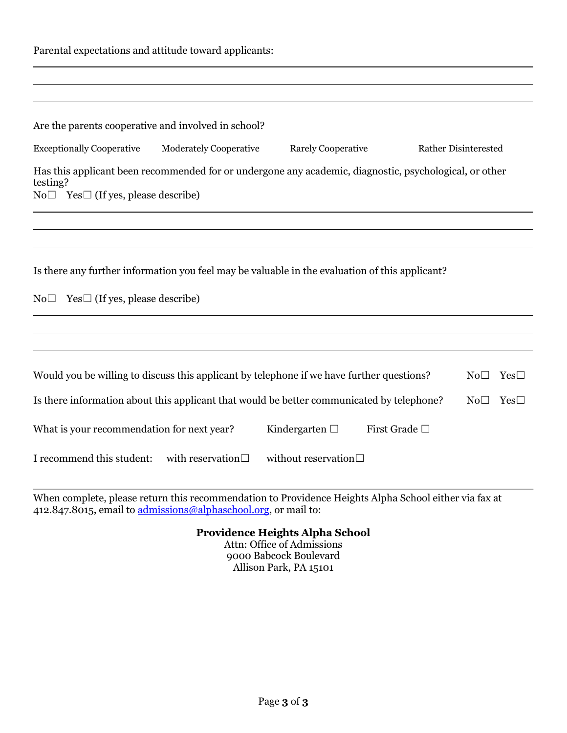Parental expectations and attitude toward applicants:

Are the parents cooperative and involved in school?

Exceptionally Cooperative    Moderately Cooperative    Rarely Cooperative    Rather Disinterested

Has this applicant been recommended for or undergone any academic, diagnostic, psychological, or other testing?
No☐ Yes☐ (If yes, please describe)

Is there any further information you feel may be valuable in the evaluation of this applicant?

No☐ Yes☐ (If yes, please describe)

Would you be willing to discuss this applicant by telephone if we have further questions? No☐ Yes☐

Is there information about this applicant that would be better communicated by telephone? No☐ Yes☐

What is your recommendation for next year? Kindergarten ☐ First Grade ☐

I recommend this student: with reservation☐ without reservation☐

---

When complete, please return this recommendation to Providence Heights Alpha School either via fax at 412.847.8015, email to admissions@alphaschool.org, or mail to:

**Providence Heights Alpha School**
Attn: Office of Admissions
9000 Babcock Boulevard
Allison Park, PA 15101